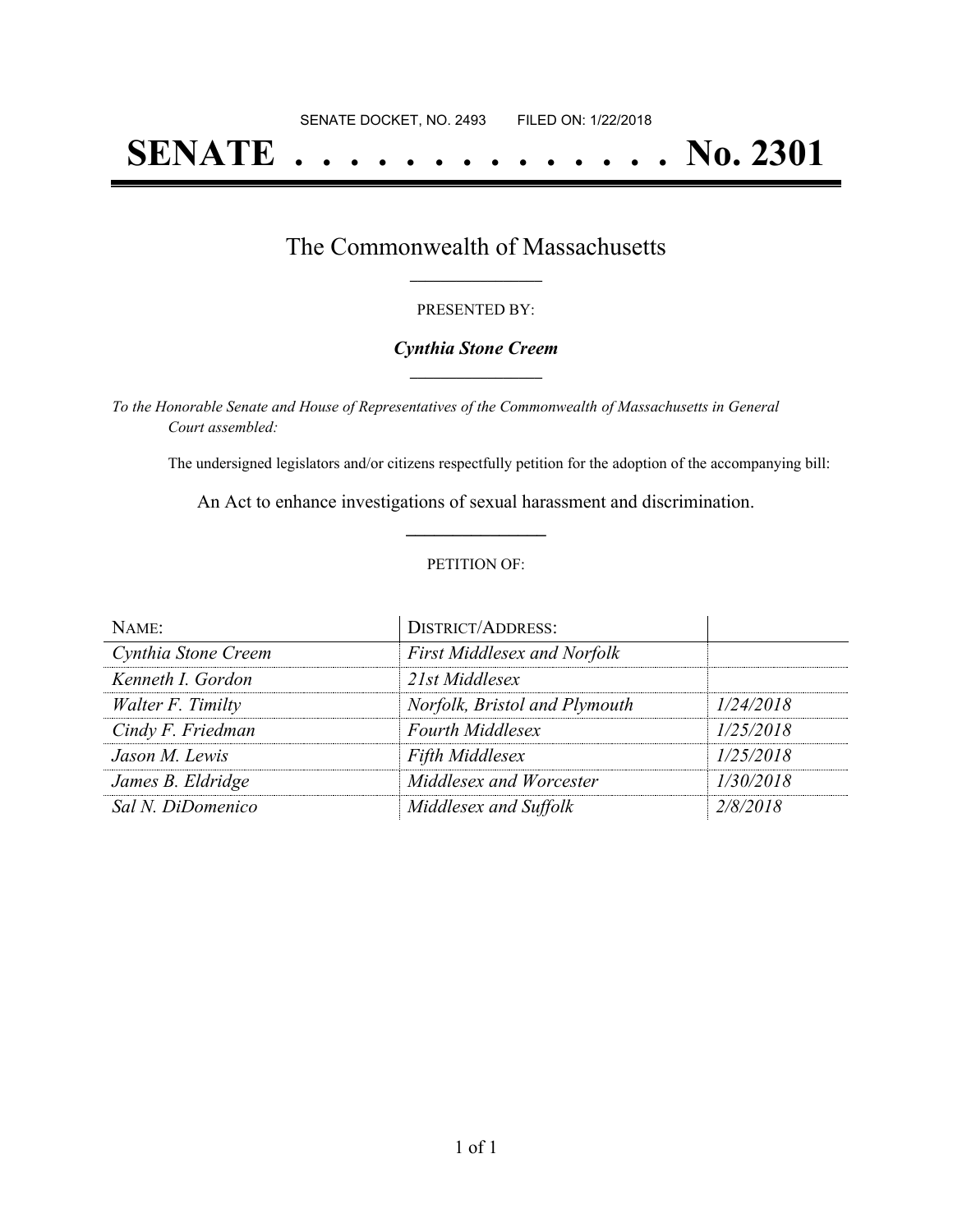SENATE DOCKET, NO. 2493        FILED ON: 1/22/2018

# SENATE . . . . . . . . . . . . . . No. 2301

## The Commonwealth of Massachusetts

PRESENTED BY:

***Cynthia Stone Creem***

*To the Honorable Senate and House of Representatives of the Commonwealth of Massachusetts in General Court assembled:*

The undersigned legislators and/or citizens respectfully petition for the adoption of the accompanying bill:

An Act to enhance investigations of sexual harassment and discrimination.

PETITION OF:

| NAME: | DISTRICT/ADDRESS: | |
|---|---|---|
| *Cynthia Stone Creem* | *First Middlesex and Norfolk* | |
| *Kenneth I. Gordon* | *21st Middlesex* | |
| *Walter F. Timilty* | *Norfolk, Bristol and Plymouth* | *1/24/2018* |
| *Cindy F. Friedman* | *Fourth Middlesex* | *1/25/2018* |
| *Jason M. Lewis* | *Fifth Middlesex* | *1/25/2018* |
| *James B. Eldridge* | *Middlesex and Worcester* | *1/30/2018* |
| *Sal N. DiDomenico* | *Middlesex and Suffolk* | *2/8/2018* |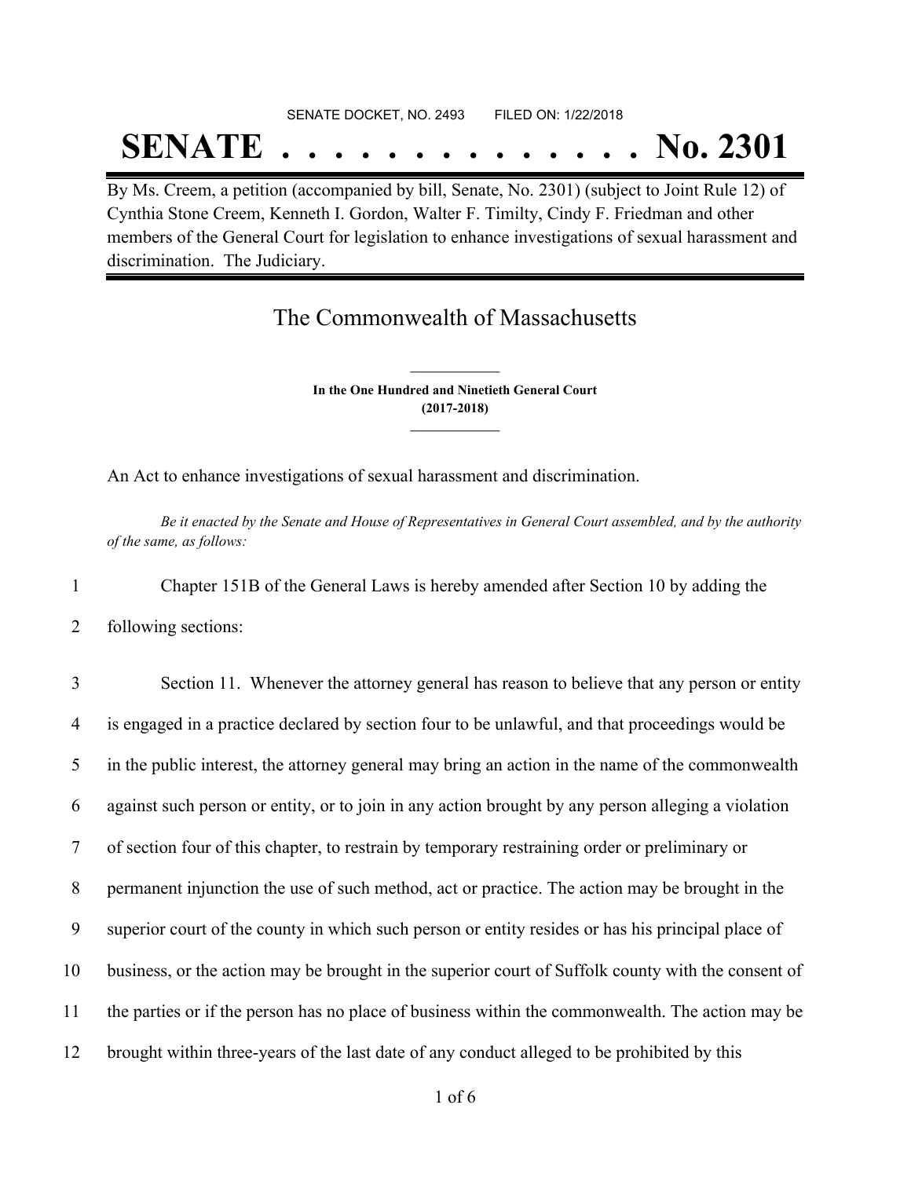SENATE DOCKET, NO. 2493        FILED ON: 1/22/2018

# SENATE . . . . . . . . . . . . . . No. 2301

By Ms. Creem, a petition (accompanied by bill, Senate, No. 2301) (subject to Joint Rule 12) of Cynthia Stone Creem, Kenneth I. Gordon, Walter F. Timilty, Cindy F. Friedman and other members of the General Court for legislation to enhance investigations of sexual harassment and discrimination. The Judiciary.

## The Commonwealth of Massachusetts

**In the One Hundred and Ninetieth General Court**
**(2017-2018)**

An Act to enhance investigations of sexual harassment and discrimination.

*Be it enacted by the Senate and House of Representatives in General Court assembled, and by the authority of the same, as follows:*

1 Chapter 151B of the General Laws is hereby amended after Section 10 by adding the
2 following sections:

3 Section 11. Whenever the attorney general has reason to believe that any person or entity
4 is engaged in a practice declared by section four to be unlawful, and that proceedings would be
5 in the public interest, the attorney general may bring an action in the name of the commonwealth
6 against such person or entity, or to join in any action brought by any person alleging a violation
7 of section four of this chapter, to restrain by temporary restraining order or preliminary or
8 permanent injunction the use of such method, act or practice. The action may be brought in the
9 superior court of the county in which such person or entity resides or has his principal place of
10 business, or the action may be brought in the superior court of Suffolk county with the consent of
11 the parties or if the person has no place of business within the commonwealth. The action may be
12 brought within three-years of the last date of any conduct alleged to be prohibited by this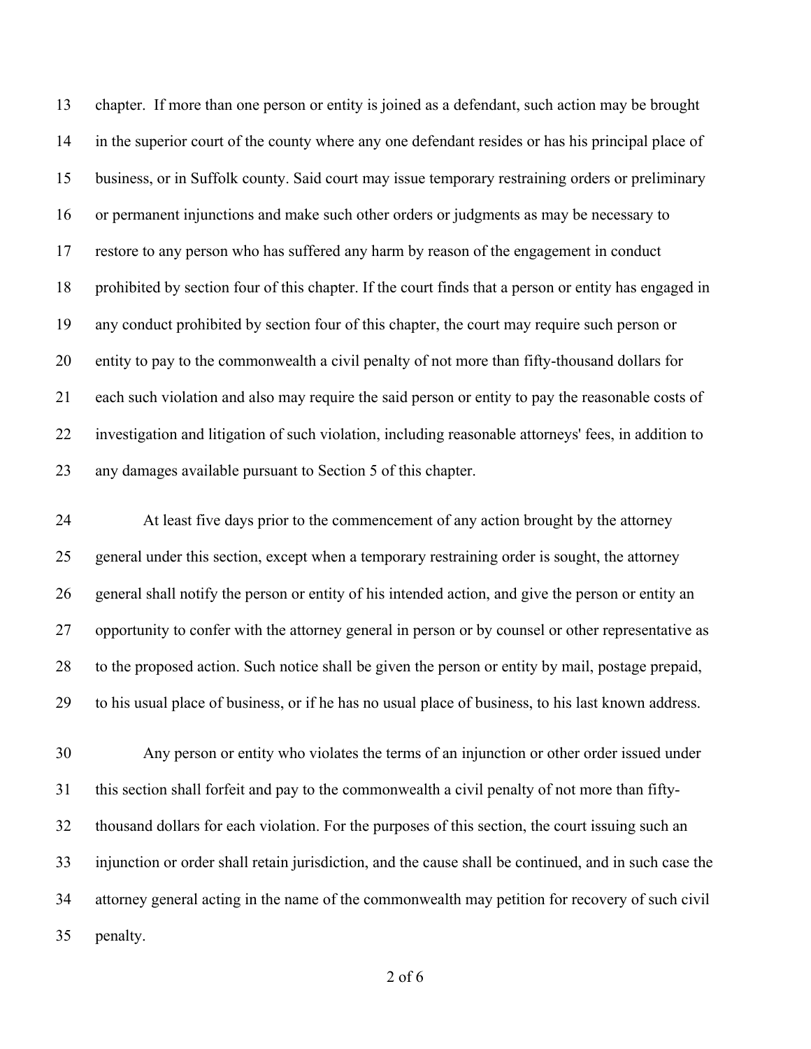chapter. If more than one person or entity is joined as a defendant, such action may be brought in the superior court of the county where any one defendant resides or has his principal place of business, or in Suffolk county. Said court may issue temporary restraining orders or preliminary or permanent injunctions and make such other orders or judgments as may be necessary to restore to any person who has suffered any harm by reason of the engagement in conduct prohibited by section four of this chapter. If the court finds that a person or entity has engaged in any conduct prohibited by section four of this chapter, the court may require such person or entity to pay to the commonwealth a civil penalty of not more than fifty-thousand dollars for each such violation and also may require the said person or entity to pay the reasonable costs of investigation and litigation of such violation, including reasonable attorneys' fees, in addition to any damages available pursuant to Section 5 of this chapter.

At least five days prior to the commencement of any action brought by the attorney general under this section, except when a temporary restraining order is sought, the attorney general shall notify the person or entity of his intended action, and give the person or entity an opportunity to confer with the attorney general in person or by counsel or other representative as to the proposed action. Such notice shall be given the person or entity by mail, postage prepaid, to his usual place of business, or if he has no usual place of business, to his last known address.

Any person or entity who violates the terms of an injunction or other order issued under this section shall forfeit and pay to the commonwealth a civil penalty of not more than fifty-thousand dollars for each violation. For the purposes of this section, the court issuing such an injunction or order shall retain jurisdiction, and the cause shall be continued, and in such case the attorney general acting in the name of the commonwealth may petition for recovery of such civil penalty.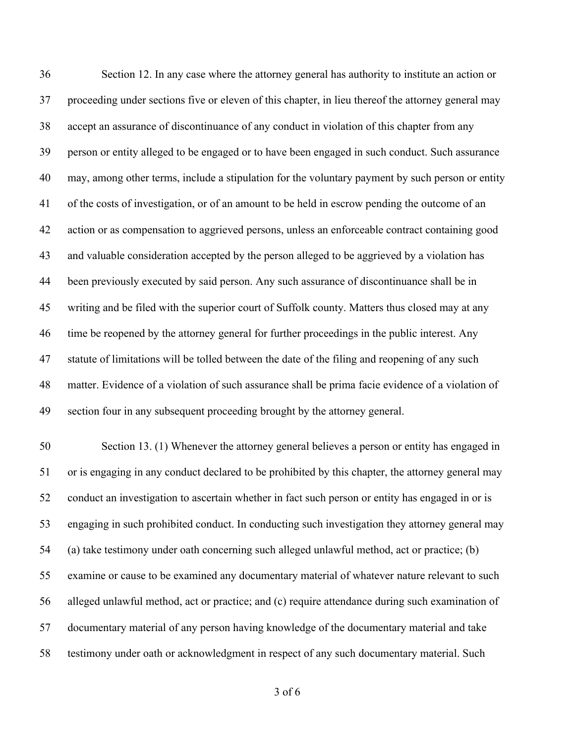Section 12. In any case where the attorney general has authority to institute an action or proceeding under sections five or eleven of this chapter, in lieu thereof the attorney general may accept an assurance of discontinuance of any conduct in violation of this chapter from any person or entity alleged to be engaged or to have been engaged in such conduct. Such assurance may, among other terms, include a stipulation for the voluntary payment by such person or entity of the costs of investigation, or of an amount to be held in escrow pending the outcome of an action or as compensation to aggrieved persons, unless an enforceable contract containing good and valuable consideration accepted by the person alleged to be aggrieved by a violation has been previously executed by said person. Any such assurance of discontinuance shall be in writing and be filed with the superior court of Suffolk county. Matters thus closed may at any time be reopened by the attorney general for further proceedings in the public interest. Any statute of limitations will be tolled between the date of the filing and reopening of any such matter. Evidence of a violation of such assurance shall be prima facie evidence of a violation of section four in any subsequent proceeding brought by the attorney general.

Section 13. (1) Whenever the attorney general believes a person or entity has engaged in or is engaging in any conduct declared to be prohibited by this chapter, the attorney general may conduct an investigation to ascertain whether in fact such person or entity has engaged in or is engaging in such prohibited conduct. In conducting such investigation they attorney general may (a) take testimony under oath concerning such alleged unlawful method, act or practice; (b) examine or cause to be examined any documentary material of whatever nature relevant to such alleged unlawful method, act or practice; and (c) require attendance during such examination of documentary material of any person having knowledge of the documentary material and take testimony under oath or acknowledgment in respect of any such documentary material. Such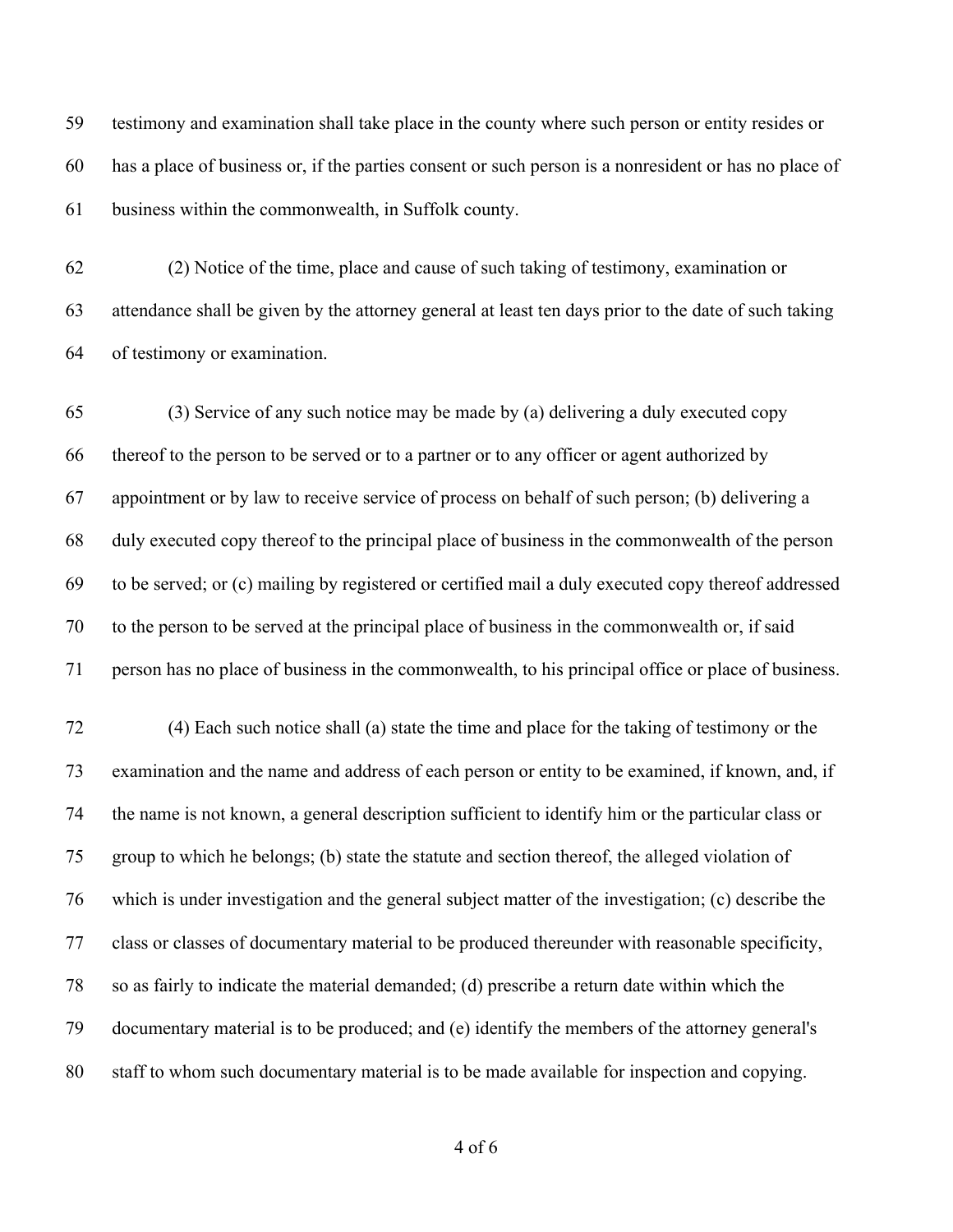testimony and examination shall take place in the county where such person or entity resides or has a place of business or, if the parties consent or such person is a nonresident or has no place of business within the commonwealth, in Suffolk county.

(2) Notice of the time, place and cause of such taking of testimony, examination or attendance shall be given by the attorney general at least ten days prior to the date of such taking of testimony or examination.

(3) Service of any such notice may be made by (a) delivering a duly executed copy thereof to the person to be served or to a partner or to any officer or agent authorized by appointment or by law to receive service of process on behalf of such person; (b) delivering a duly executed copy thereof to the principal place of business in the commonwealth of the person to be served; or (c) mailing by registered or certified mail a duly executed copy thereof addressed to the person to be served at the principal place of business in the commonwealth or, if said person has no place of business in the commonwealth, to his principal office or place of business.

(4) Each such notice shall (a) state the time and place for the taking of testimony or the examination and the name and address of each person or entity to be examined, if known, and, if the name is not known, a general description sufficient to identify him or the particular class or group to which he belongs; (b) state the statute and section thereof, the alleged violation of which is under investigation and the general subject matter of the investigation; (c) describe the class or classes of documentary material to be produced thereunder with reasonable specificity, so as fairly to indicate the material demanded; (d) prescribe a return date within which the documentary material is to be produced; and (e) identify the members of the attorney general's staff to whom such documentary material is to be made available for inspection and copying.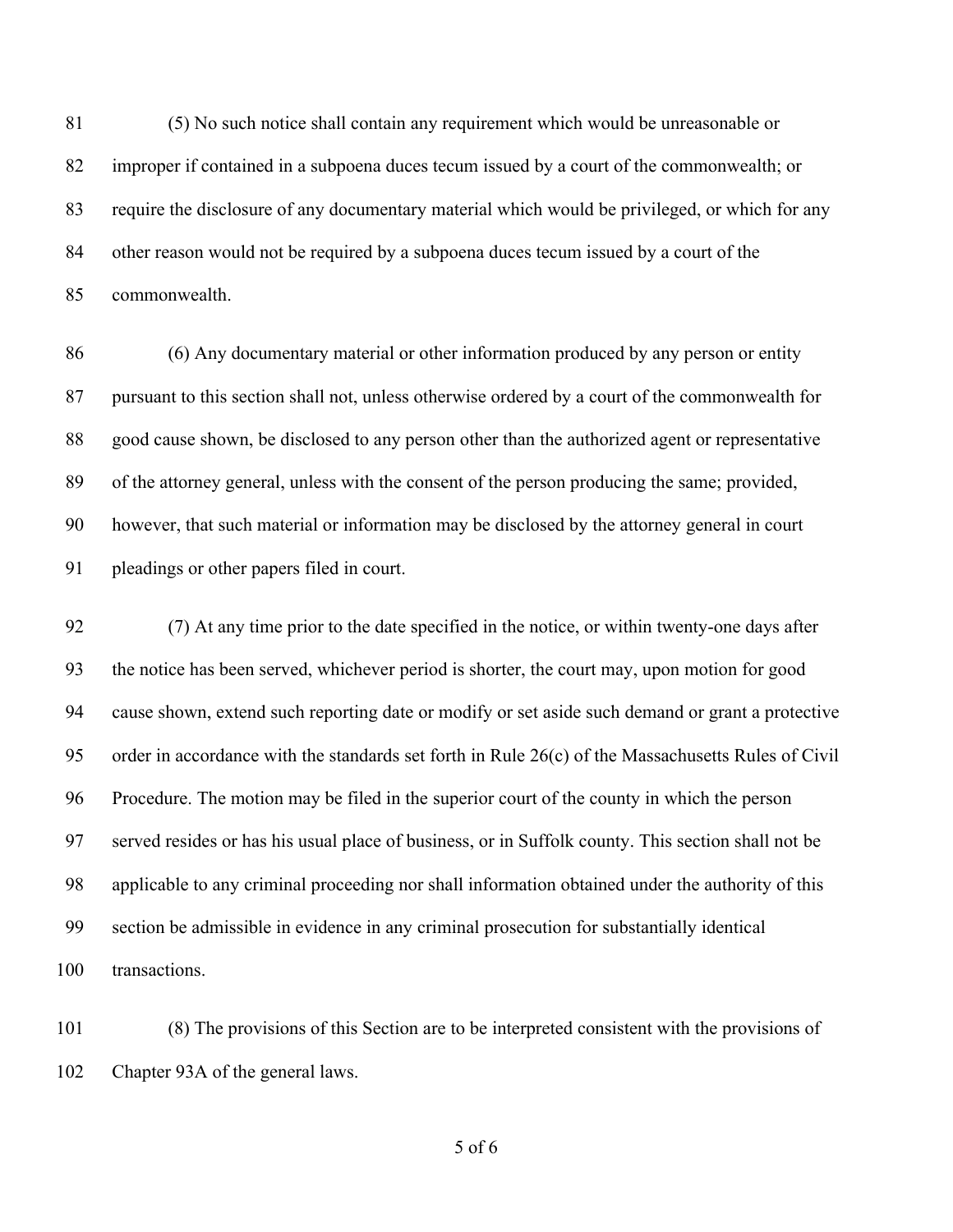(5) No such notice shall contain any requirement which would be unreasonable or improper if contained in a subpoena duces tecum issued by a court of the commonwealth; or require the disclosure of any documentary material which would be privileged, or which for any other reason would not be required by a subpoena duces tecum issued by a court of the commonwealth.

(6) Any documentary material or other information produced by any person or entity pursuant to this section shall not, unless otherwise ordered by a court of the commonwealth for good cause shown, be disclosed to any person other than the authorized agent or representative of the attorney general, unless with the consent of the person producing the same; provided, however, that such material or information may be disclosed by the attorney general in court pleadings or other papers filed in court.

(7) At any time prior to the date specified in the notice, or within twenty-one days after the notice has been served, whichever period is shorter, the court may, upon motion for good cause shown, extend such reporting date or modify or set aside such demand or grant a protective order in accordance with the standards set forth in Rule 26(c) of the Massachusetts Rules of Civil Procedure. The motion may be filed in the superior court of the county in which the person served resides or has his usual place of business, or in Suffolk county. This section shall not be applicable to any criminal proceeding nor shall information obtained under the authority of this section be admissible in evidence in any criminal prosecution for substantially identical transactions.

(8) The provisions of this Section are to be interpreted consistent with the provisions of Chapter 93A of the general laws.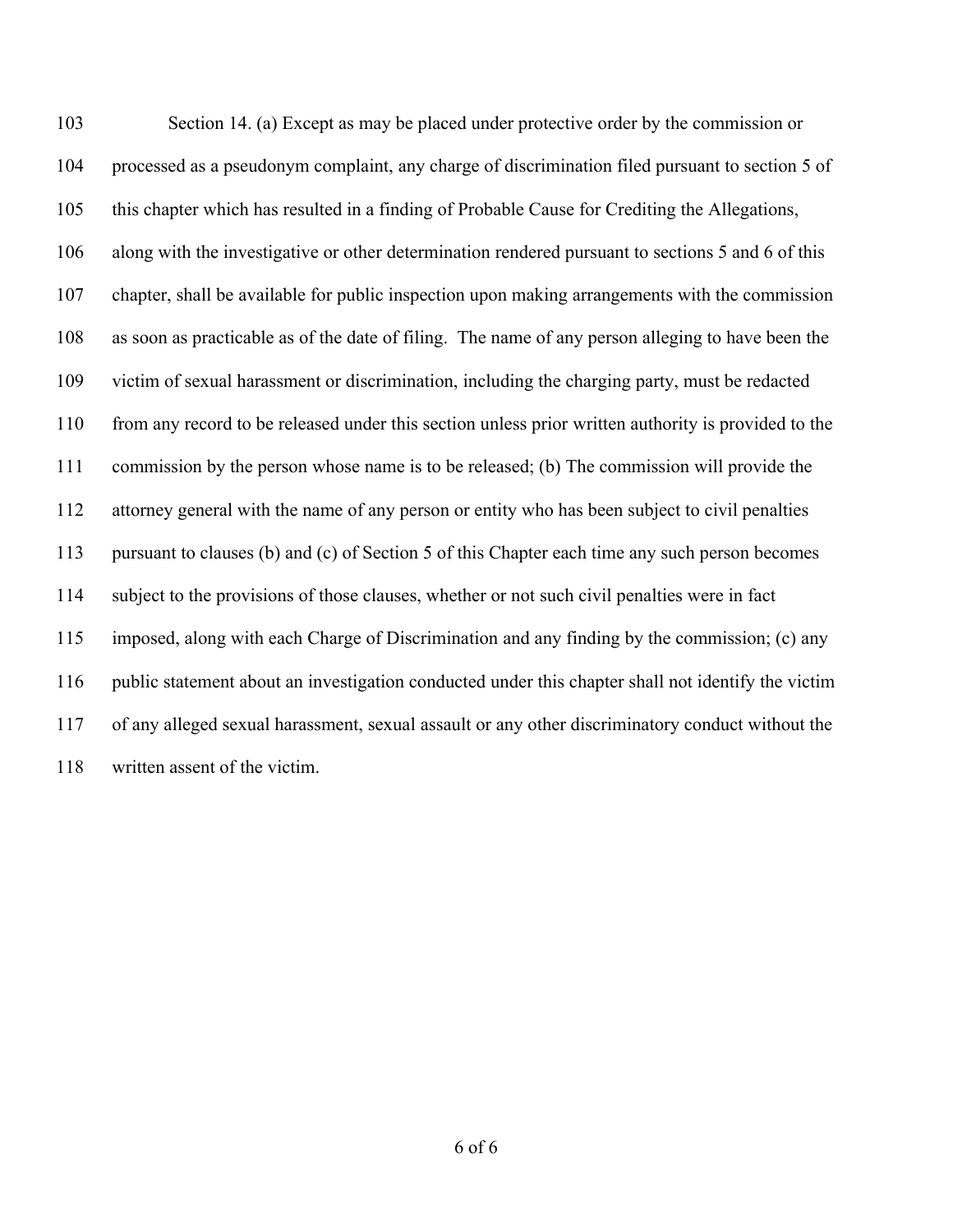Section 14. (a) Except as may be placed under protective order by the commission or processed as a pseudonym complaint, any charge of discrimination filed pursuant to section 5 of this chapter which has resulted in a finding of Probable Cause for Crediting the Allegations, along with the investigative or other determination rendered pursuant to sections 5 and 6 of this chapter, shall be available for public inspection upon making arrangements with the commission as soon as practicable as of the date of filing. The name of any person alleging to have been the victim of sexual harassment or discrimination, including the charging party, must be redacted from any record to be released under this section unless prior written authority is provided to the commission by the person whose name is to be released; (b) The commission will provide the attorney general with the name of any person or entity who has been subject to civil penalties pursuant to clauses (b) and (c) of Section 5 of this Chapter each time any such person becomes subject to the provisions of those clauses, whether or not such civil penalties were in fact imposed, along with each Charge of Discrimination and any finding by the commission; (c) any public statement about an investigation conducted under this chapter shall not identify the victim of any alleged sexual harassment, sexual assault or any other discriminatory conduct without the written assent of the victim.